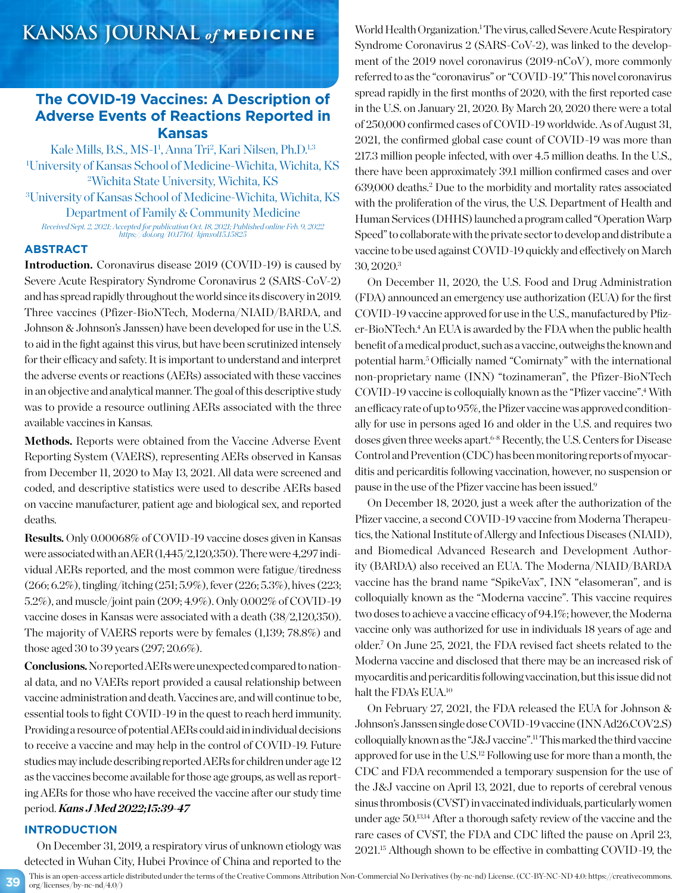# The COVID-19 Vaccines: A Description of Adverse Events of Reactions Reported in Kansas

Kale Mills, B.S., MS-1[1], Anna Tri[2], Kari Nilsen, Ph.D.[1,3]
[1]University of Kansas School of Medicine-Wichita, Wichita, KS
[2]Wichita State University, Wichita, KS
[3]University of Kansas School of Medicine-Wichita, Wichita, KS Department of Family & Community Medicine

*Received Sept. 2, 2021; Accepted for publication Oct. 18, 2021; Published online Feb. 9, 2022*
*https://doi.org/10.17161/kjm.vol15.15825*

## ABSTRACT

**Introduction.** Coronavirus disease 2019 (COVID-19) is caused by Severe Acute Respiratory Syndrome Coronavirus 2 (SARS-CoV-2) and has spread rapidly throughout the world since its discovery in 2019. Three vaccines (Pfizer-BioNTech, Moderna/NIAID/BARDA, and Johnson & Johnson's Janssen) have been developed for use in the U.S. to aid in the fight against this virus, but have been scrutinized intensely for their efficacy and safety. It is important to understand and interpret the adverse events or reactions (AERs) associated with these vaccines in an objective and analytical manner. The goal of this descriptive study was to provide a resource outlining AERs associated with the three available vaccines in Kansas.

**Methods.** Reports were obtained from the Vaccine Adverse Event Reporting System (VAERS), representing AERs observed in Kansas from December 11, 2020 to May 13, 2021. All data were screened and coded, and descriptive statistics were used to describe AERs based on vaccine manufacturer, patient age and biological sex, and reported deaths.

**Results.** Only 0.00068% of COVID-19 vaccine doses given in Kansas were associated with an AER (1,445/2,120,350). There were 4,297 individual AERs reported, and the most common were fatigue/tiredness (266; 6.2%), tingling/itching (251; 5.9%), fever (226; 5.3%), hives (223; 5.2%), and muscle/joint pain (209; 4.9%). Only 0.002% of COVID-19 vaccine doses in Kansas were associated with a death (38/2,120,350). The majority of VAERS reports were by females (1,139; 78.8%) and those aged 30 to 39 years (297; 20.6%).

**Conclusions.** No reported AERs were unexpected compared to national data, and no VAERs report provided a causal relationship between vaccine administration and death. Vaccines are, and will continue to be, essential tools to fight COVID-19 in the quest to reach herd immunity. Providing a resource of potential AERs could aid in individual decisions to receive a vaccine and may help in the control of COVID-19. Future studies may include describing reported AERs for children under age 12 as the vaccines become available for those age groups, as well as reporting AERs for those who have received the vaccine after our study time period. ***Kans J Med 2022;15:39-47***

## INTRODUCTION

On December 31, 2019, a respiratory virus of unknown etiology was detected in Wuhan City, Hubei Province of China and reported to the World Health Organization.[1] The virus, called Severe Acute Respiratory Syndrome Coronavirus 2 (SARS-CoV-2), was linked to the development of the 2019 novel coronavirus (2019-nCoV), more commonly referred to as the "coronavirus" or "COVID-19." This novel coronavirus spread rapidly in the first months of 2020, with the first reported case in the U.S. on January 21, 2020. By March 20, 2020 there were a total of 250,000 confirmed cases of COVID-19 worldwide. As of August 31, 2021, the confirmed global case count of COVID-19 was more than 217.3 million people infected, with over 4.5 million deaths. In the U.S., there have been approximately 39.1 million confirmed cases and over 639,000 deaths.[2] Due to the morbidity and mortality rates associated with the proliferation of the virus, the U.S. Department of Health and Human Services (DHHS) launched a program called "Operation Warp Speed" to collaborate with the private sector to develop and distribute a vaccine to be used against COVID-19 quickly and effectively on March 30, 2020.[3]

On December 11, 2020, the U.S. Food and Drug Administration (FDA) announced an emergency use authorization (EUA) for the first COVID-19 vaccine approved for use in the U.S., manufactured by Pfizer-BioNTech.[4] An EUA is awarded by the FDA when the public health benefit of a medical product, such as a vaccine, outweighs the known and potential harm.[5] Officially named "Comirnaty" with the international non-proprietary name (INN) "tozinameran", the Pfizer-BioNTech COVID-19 vaccine is colloquially known as the "Pfizer vaccine".[4] With an efficacy rate of up to 95%, the Pfizer vaccine was approved conditionally for use in persons aged 16 and older in the U.S. and requires two doses given three weeks apart.[6-8] Recently, the U.S. Centers for Disease Control and Prevention (CDC) has been monitoring reports of myocarditis and pericarditis following vaccination, however, no suspension or pause in the use of the Pfizer vaccine has been issued.[9]

On December 18, 2020, just a week after the authorization of the Pfizer vaccine, a second COVID-19 vaccine from Moderna Therapeutics, the National Institute of Allergy and Infectious Diseases (NIAID), and Biomedical Advanced Research and Development Authority (BARDA) also received an EUA. The Moderna/NIAID/BARDA vaccine has the brand name "SpikeVax", INN "elasomeran", and is colloquially known as the "Moderna vaccine". This vaccine requires two doses to achieve a vaccine efficacy of 94.1%; however, the Moderna vaccine only was authorized for use in individuals 18 years of age and older.[7] On June 25, 2021, the FDA revised fact sheets related to the Moderna vaccine and disclosed that there may be an increased risk of myocarditis and pericarditis following vaccination, but this issue did not halt the FDA's EUA.[10]

On February 27, 2021, the FDA released the EUA for Johnson & Johnson's Janssen single dose COVID-19 vaccine (INN Ad26.COV2.S) colloquially known as the "J&J vaccine".[11] This marked the third vaccine approved for use in the U.S.[12] Following use for more than a month, the CDC and FDA recommended a temporary suspension for the use of the J&J vaccine on April 13, 2021, due to reports of cerebral venous sinus thrombosis (CVST) in vaccinated individuals, particularly women under age 50.[13,14] After a thorough safety review of the vaccine and the rare cases of CVST, the FDA and CDC lifted the pause on April 23, 2021.[15] Although shown to be effective in combatting COVID-19, the

This is an open-access article distributed under the terms of the Creative Commons Attribution Non-Commercial No Derivatives (by-nc-nd) License. (CC-BY-NC-ND 4.0: https://creativecommons.org/licenses/by-nc-nd/4.0/)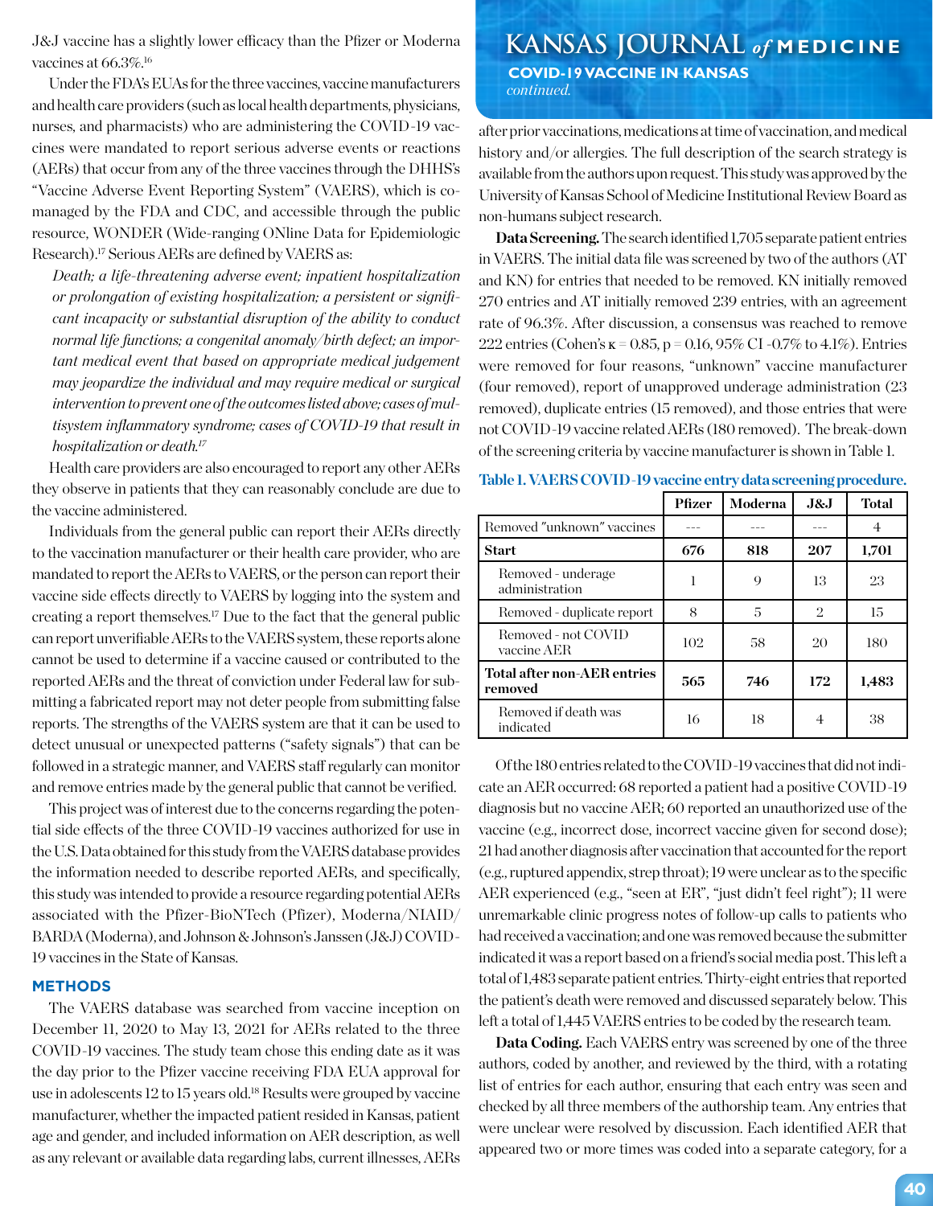J&J vaccine has a slightly lower efficacy than the Pfizer or Moderna vaccines at 66.3%.[16]

Under the FDA's EUAs for the three vaccines, vaccine manufacturers and health care providers (such as local health departments, physicians, nurses, and pharmacists) who are administering the COVID-19 vaccines were mandated to report serious adverse events or reactions (AERs) that occur from any of the three vaccines through the DHHS's "Vaccine Adverse Event Reporting System" (VAERS), which is co-managed by the FDA and CDC, and accessible through the public resource, WONDER (Wide-ranging ONline Data for Epidemiologic Research).[17] Serious AERs are defined by VAERS as:

> *Death; a life-threatening adverse event; inpatient hospitalization or prolongation of existing hospitalization; a persistent or significant incapacity or substantial disruption of the ability to conduct normal life functions; a congenital anomaly/birth defect; an important medical event that based on appropriate medical judgement may jeopardize the individual and may require medical or surgical intervention to prevent one of the outcomes listed above; cases of multisystem inflammatory syndrome; cases of COVID-19 that result in hospitalization or death.*[17]

Health care providers are also encouraged to report any other AERs they observe in patients that they can reasonably conclude are due to the vaccine administered.

Individuals from the general public can report their AERs directly to the vaccination manufacturer or their health care provider, who are mandated to report the AERs to VAERS, or the person can report their vaccine side effects directly to VAERS by logging into the system and creating a report themselves.[17] Due to the fact that the general public can report unverifiable AERs to the VAERS system, these reports alone cannot be used to determine if a vaccine caused or contributed to the reported AERs and the threat of conviction under Federal law for submitting a fabricated report may not deter people from submitting false reports. The strengths of the VAERS system are that it can be used to detect unusual or unexpected patterns ("safety signals") that can be followed in a strategic manner, and VAERS staff regularly can monitor and remove entries made by the general public that cannot be verified.

This project was of interest due to the concerns regarding the potential side effects of the three COVID-19 vaccines authorized for use in the U.S. Data obtained for this study from the VAERS database provides the information needed to describe reported AERs, and specifically, this study was intended to provide a resource regarding potential AERs associated with the Pfizer-BioNTech (Pfizer), Moderna/NIAID/BARDA (Moderna), and Johnson & Johnson's Janssen (J&J) COVID-19 vaccines in the State of Kansas.

## METHODS

The VAERS database was searched from vaccine inception on December 11, 2020 to May 13, 2021 for AERs related to the three COVID-19 vaccines. The study team chose this ending date as it was the day prior to the Pfizer vaccine receiving FDA EUA approval for use in adolescents 12 to 15 years old.[18] Results were grouped by vaccine manufacturer, whether the impacted patient resided in Kansas, patient age and gender, and included information on AER description, as well as any relevant or available data regarding labs, current illnesses, AERs after prior vaccinations, medications at time of vaccination, and medical history and/or allergies. The full description of the search strategy is available from the authors upon request. This study was approved by the University of Kansas School of Medicine Institutional Review Board as non-humans subject research.

**Data Screening.** The search identified 1,705 separate patient entries in VAERS. The initial data file was screened by two of the authors (AT and KN) for entries that needed to be removed. KN initially removed 270 entries and AT initially removed 239 entries, with an agreement rate of 96.3%. After discussion, a consensus was reached to remove 222 entries (Cohen's $\kappa = 0.85$, $p = 0.16$, 95% CI -0.7% to 4.1%). Entries were removed for four reasons, "unknown" vaccine manufacturer (four removed), report of unapproved underage administration (23 removed), duplicate entries (15 removed), and those entries that were not COVID-19 vaccine related AERs (180 removed). The break-down of the screening criteria by vaccine manufacturer is shown in Table 1.

**Table 1. VAERS COVID-19 vaccine entry data screening procedure.**

| | Pfizer | Moderna | J&J | Total |
|---|---|---|---|---|
| Removed "unknown" vaccines | --- | --- | --- | 4 |
| **Start** | **676** | **818** | **207** | **1,701** |
| Removed - underage administration | 1 | 9 | 13 | 23 |
| Removed - duplicate report | 8 | 5 | 2 | 15 |
| Removed - not COVID vaccine AER | 102 | 58 | 20 | 180 |
| **Total after non-AER entries removed** | **565** | **746** | **172** | **1,483** |
| Removed if death was indicated | 16 | 18 | 4 | 38 |

Of the 180 entries related to the COVID-19 vaccines that did not indicate an AER occurred: 68 reported a patient had a positive COVID-19 diagnosis but no vaccine AER; 60 reported an unauthorized use of the vaccine (e.g., incorrect dose, incorrect vaccine given for second dose); 21 had another diagnosis after vaccination that accounted for the report (e.g., ruptured appendix, strep throat); 19 were unclear as to the specific AER experienced (e.g., "seen at ER", "just didn't feel right"); 11 were unremarkable clinic progress notes of follow-up calls to patients who had received a vaccination; and one was removed because the submitter indicated it was a report based on a friend's social media post. This left a total of 1,483 separate patient entries. Thirty-eight entries that reported the patient's death were removed and discussed separately below. This left a total of 1,445 VAERS entries to be coded by the research team.

**Data Coding.** Each VAERS entry was screened by one of the three authors, coded by another, and reviewed by the third, with a rotating list of entries for each author, ensuring that each entry was seen and checked by all three members of the authorship team. Any entries that were unclear were resolved by discussion. Each identified AER that appeared two or more times was coded into a separate category, for a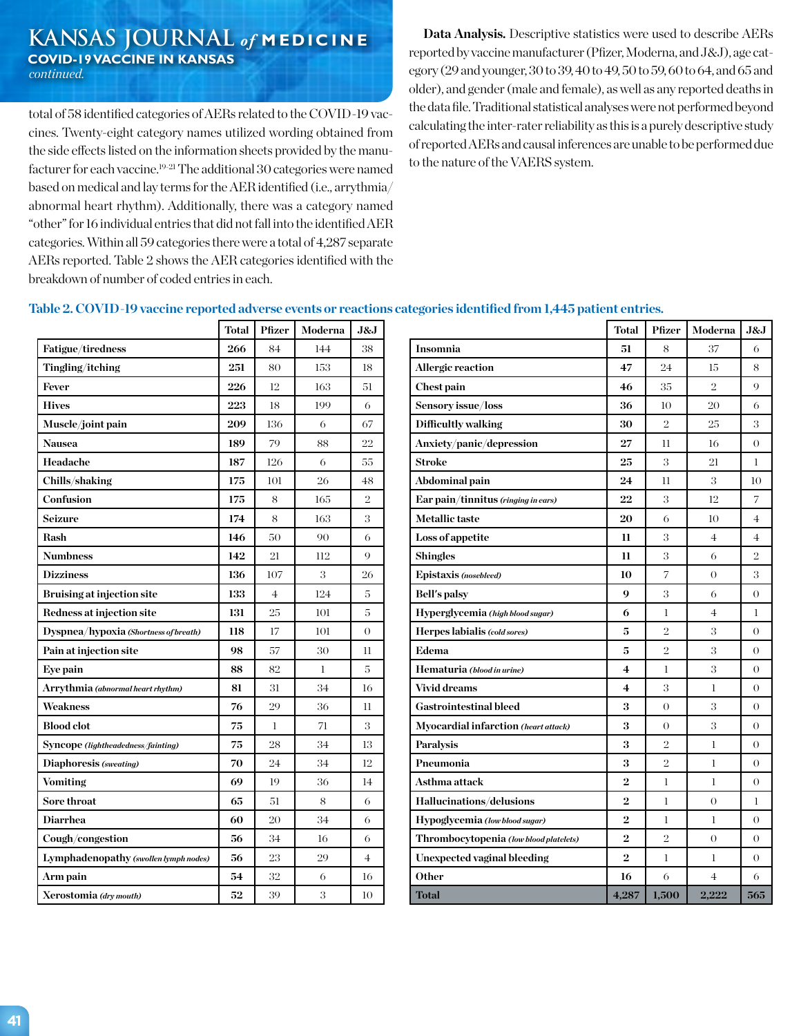total of 58 identified categories of AERs related to the COVID-19 vaccines. Twenty-eight category names utilized wording obtained from the side effects listed on the information sheets provided by the manufacturer for each vaccine.[19-21] The additional 30 categories were named based on medical and lay terms for the AER identified (i.e., arrythmia/abnormal heart rhythm). Additionally, there was a category named "other" for 16 individual entries that did not fall into the identified AER categories. Within all 59 categories there were a total of 4,287 separate AERs reported. Table 2 shows the AER categories identified with the breakdown of number of coded entries in each.

**Data Analysis.** Descriptive statistics were used to describe AERs reported by vaccine manufacturer (Pfizer, Moderna, and J&J), age category (29 and younger, 30 to 39, 40 to 49, 50 to 59, 60 to 64, and 65 and older), and gender (male and female), as well as any reported deaths in the data file. Traditional statistical analyses were not performed beyond calculating the inter-rater reliability as this is a purely descriptive study of reported AERs and causal inferences are unable to be performed due to the nature of the VAERS system.

**Table 2. COVID-19 vaccine reported adverse events or reactions categories identified from 1,445 patient entries.**

| | Total | Pfizer | Moderna | J&J |
|---|---|---|---|---|
| **Fatigue/tiredness** | **266** | 84 | 144 | 38 |
| **Tingling/itching** | **251** | 80 | 153 | 18 |
| **Fever** | **226** | 12 | 163 | 51 |
| **Hives** | **223** | 18 | 199 | 6 |
| **Muscle/joint pain** | **209** | 136 | 6 | 67 |
| **Nausea** | **189** | 79 | 88 | 22 |
| **Headache** | **187** | 126 | 6 | 55 |
| **Chills/shaking** | **175** | 101 | 26 | 48 |
| **Confusion** | **175** | 8 | 165 | 2 |
| **Seizure** | **174** | 8 | 163 | 3 |
| **Rash** | **146** | 50 | 90 | 6 |
| **Numbness** | **142** | 21 | 112 | 9 |
| **Dizziness** | **136** | 107 | 3 | 26 |
| **Bruising at injection site** | **133** | 4 | 124 | 5 |
| **Redness at injection site** | **131** | 25 | 101 | 5 |
| **Dyspnea/hypoxia** *(Shortness of breath)* | **118** | 17 | 101 | 0 |
| **Pain at injection site** | **98** | 57 | 30 | 11 |
| **Eye pain** | **88** | 82 | 1 | 5 |
| **Arrythmia** *(abnormal heart rhythm)* | **81** | 31 | 34 | 16 |
| **Weakness** | **76** | 29 | 36 | 11 |
| **Blood clot** | **75** | 1 | 71 | 3 |
| **Syncope** *(lightheadedness/fainting)* | **75** | 28 | 34 | 13 |
| **Diaphoresis** *(sweating)* | **70** | 24 | 34 | 12 |
| **Vomiting** | **69** | 19 | 36 | 14 |
| **Sore throat** | **65** | 51 | 8 | 6 |
| **Diarrhea** | **60** | 20 | 34 | 6 |
| **Cough/congestion** | **56** | 34 | 16 | 6 |
| **Lymphadenopathy** *(swollen lymph nodes)* | **56** | 23 | 29 | 4 |
| **Arm pain** | **54** | 32 | 6 | 16 |
| **Xerostomia** *(dry mouth)* | **52** | 39 | 3 | 10 |
| **Insomnia** | **51** | 8 | 37 | 6 |
| **Allergic reaction** | **47** | 24 | 15 | 8 |
| **Chest pain** | **46** | 35 | 2 | 9 |
| **Sensory issue/loss** | **36** | 10 | 20 | 6 |
| **Difficultly walking** | **30** | 2 | 25 | 3 |
| **Anxiety/panic/depression** | **27** | 11 | 16 | 0 |
| **Stroke** | **25** | 3 | 21 | 1 |
| **Abdominal pain** | **24** | 11 | 3 | 10 |
| **Ear pain/tinnitus** *(ringing in ears)* | **22** | 3 | 12 | 7 |
| **Metallic taste** | **20** | 6 | 10 | 4 |
| **Loss of appetite** | **11** | 3 | 4 | 4 |
| **Shingles** | **11** | 3 | 6 | 2 |
| **Epistaxis** *(nosebleed)* | **10** | 7 | 0 | 3 |
| **Bell's palsy** | **9** | 3 | 6 | 0 |
| **Hyperglycemia** *(high blood sugar)* | **6** | 1 | 4 | 1 |
| **Herpes labialis** *(cold sores)* | **5** | 2 | 3 | 0 |
| **Edema** | **5** | 2 | 3 | 0 |
| **Hematuria** *(blood in urine)* | **4** | 1 | 3 | 0 |
| **Vivid dreams** | **4** | 3 | 1 | 0 |
| **Gastrointestinal bleed** | **3** | 0 | 3 | 0 |
| **Myocardial infarction** *(heart attack)* | **3** | 0 | 3 | 0 |
| **Paralysis** | **3** | 2 | 1 | 0 |
| **Pneumonia** | **3** | 2 | 1 | 0 |
| **Asthma attack** | **2** | 1 | 1 | 0 |
| **Hallucinations/delusions** | **2** | 1 | 0 | 1 |
| **Hypoglycemia** *(low blood sugar)* | **2** | 1 | 1 | 0 |
| **Thrombocytopenia** *(low blood platelets)* | **2** | 2 | 0 | 0 |
| **Unexpected vaginal bleeding** | **2** | 1 | 1 | 0 |
| **Other** | **16** | 6 | 4 | 6 |
| **Total** | **4,287** | **1,500** | **2,222** | **565** |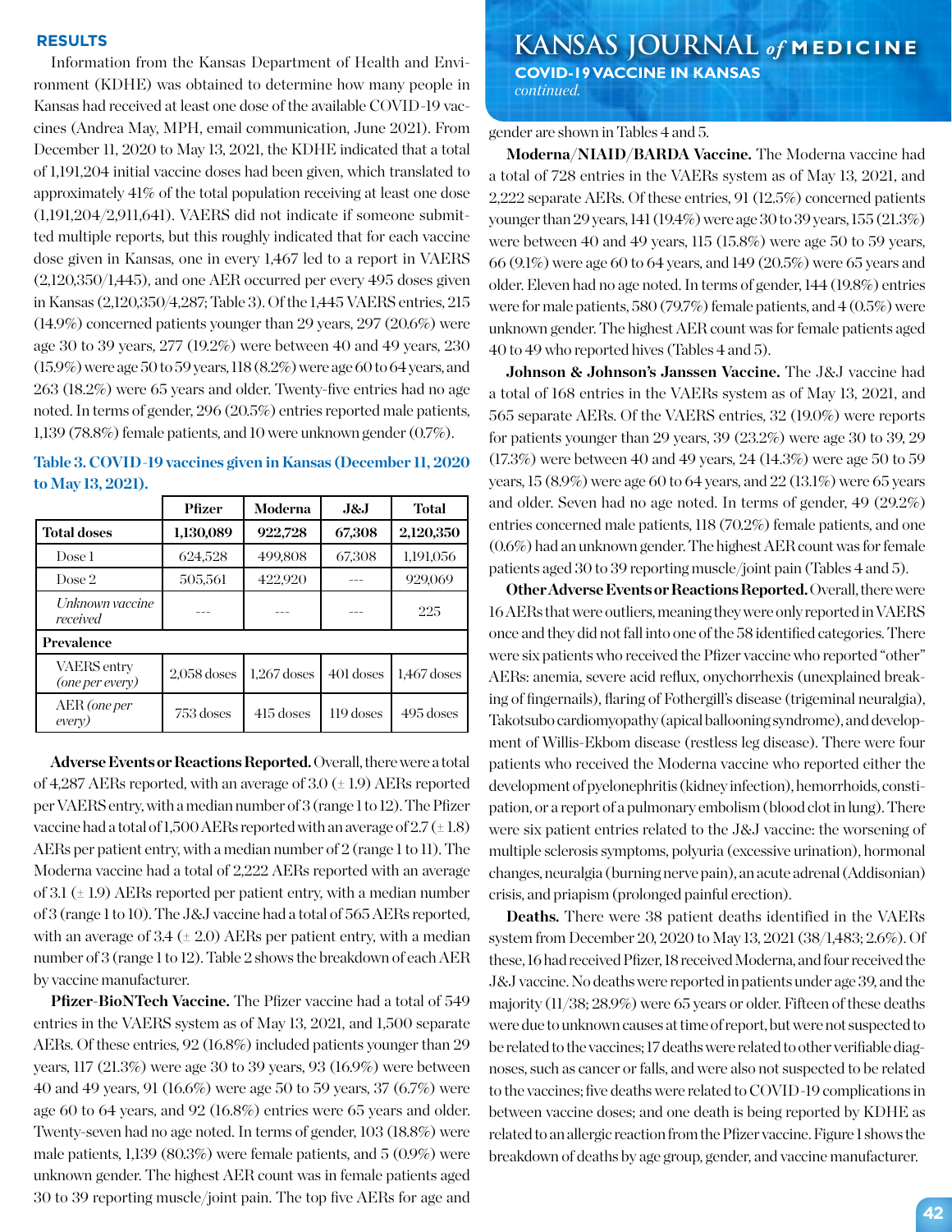## RESULTS

Information from the Kansas Department of Health and Environment (KDHE) was obtained to determine how many people in Kansas had received at least one dose of the available COVID-19 vaccines (Andrea May, MPH, email communication, June 2021). From December 11, 2020 to May 13, 2021, the KDHE indicated that a total of 1,191,204 initial vaccine doses had been given, which translated to approximately 41% of the total population receiving at least one dose (1,191,204/2,911,641). VAERS did not indicate if someone submitted multiple reports, but this roughly indicated that for each vaccine dose given in Kansas, one in every 1,467 led to a report in VAERS (2,120,350/1,445), and one AER occurred per every 495 doses given in Kansas (2,120,350/4,287; Table 3). Of the 1,445 VAERS entries, 215 (14.9%) concerned patients younger than 29 years, 297 (20.6%) were age 30 to 39 years, 277 (19.2%) were between 40 and 49 years, 230 (15.9%) were age 50 to 59 years, 118 (8.2%) were age 60 to 64 years, and 263 (18.2%) were 65 years and older. Twenty-five entries had no age noted. In terms of gender, 296 (20.5%) entries reported male patients, 1,139 (78.8%) female patients, and 10 were unknown gender (0.7%).

**Table 3. COVID-19 vaccines given in Kansas (December 11, 2020 to May 13, 2021).**

| | Pfizer | Moderna | J&J | Total |
|---|---|---|---|---|
| **Total doses** | **1,130,089** | **922,728** | **67,308** | **2,120,350** |
| Dose 1 | 624,528 | 499,808 | 67,308 | 1,191,056 |
| Dose 2 | 505,561 | 422,920 | --- | 929,069 |
| *Unknown vaccine received* | --- | --- | --- | 225 |
| **Prevalence** | | | | |
| VAERS entry *(one per every)* | 2,058 doses | 1,267 doses | 401 doses | 1,467 doses |
| AER *(one per every)* | 753 doses | 415 doses | 119 doses | 495 doses |

**Adverse Events or Reactions Reported.** Overall, there were a total of 4,287 AERs reported, with an average of 3.0 (± 1.9) AERs reported per VAERS entry, with a median number of 3 (range 1 to 12). The Pfizer vaccine had a total of 1,500 AERs reported with an average of 2.7 (± 1.8) AERs per patient entry, with a median number of 2 (range 1 to 11). The Moderna vaccine had a total of 2,222 AERs reported with an average of 3.1 (± 1.9) AERs reported per patient entry, with a median number of 3 (range 1 to 10). The J&J vaccine had a total of 565 AERs reported, with an average of 3.4 (± 2.0) AERs per patient entry, with a median number of 3 (range 1 to 12). Table 2 shows the breakdown of each AER by vaccine manufacturer.

**Pfizer-BioNTech Vaccine.** The Pfizer vaccine had a total of 549 entries in the VAERS system as of May 13, 2021, and 1,500 separate AERs. Of these entries, 92 (16.8%) included patients younger than 29 years, 117 (21.3%) were age 30 to 39 years, 93 (16.9%) were between 40 and 49 years, 91 (16.6%) were age 50 to 59 years, 37 (6.7%) were age 60 to 64 years, and 92 (16.8%) entries were 65 years and older. Twenty-seven had no age noted. In terms of gender, 103 (18.8%) were male patients, 1,139 (80.3%) were female patients, and 5 (0.9%) were unknown gender. The highest AER count was in female patients aged 30 to 39 reporting muscle/joint pain. The top five AERs for age and gender are shown in Tables 4 and 5.

**Moderna/NIAID/BARDA Vaccine.** The Moderna vaccine had a total of 728 entries in the VAERs system as of May 13, 2021, and 2,222 separate AERs. Of these entries, 91 (12.5%) concerned patients younger than 29 years, 141 (19.4%) were age 30 to 39 years, 155 (21.3%) were between 40 and 49 years, 115 (15.8%) were age 50 to 59 years, 66 (9.1%) were age 60 to 64 years, and 149 (20.5%) were 65 years and older. Eleven had no age noted. In terms of gender, 144 (19.8%) entries were for male patients, 580 (79.7%) female patients, and 4 (0.5%) were unknown gender. The highest AER count was for female patients aged 40 to 49 who reported hives (Tables 4 and 5).

**Johnson & Johnson's Janssen Vaccine.** The J&J vaccine had a total of 168 entries in the VAERs system as of May 13, 2021, and 565 separate AERs. Of the VAERS entries, 32 (19.0%) were reports for patients younger than 29 years, 39 (23.2%) were age 30 to 39, 29 (17.3%) were between 40 and 49 years, 24 (14.3%) were age 50 to 59 years, 15 (8.9%) were age 60 to 64 years, and 22 (13.1%) were 65 years and older. Seven had no age noted. In terms of gender, 49 (29.2%) entries concerned male patients, 118 (70.2%) female patients, and one (0.6%) had an unknown gender. The highest AER count was for female patients aged 30 to 39 reporting muscle/joint pain (Tables 4 and 5).

**Other Adverse Events or Reactions Reported.** Overall, there were 16 AERs that were outliers, meaning they were only reported in VAERS once and they did not fall into one of the 58 identified categories. There were six patients who received the Pfizer vaccine who reported "other" AERs: anemia, severe acid reflux, onychorrhexis (unexplained breaking of fingernails), flaring of Fothergill's disease (trigeminal neuralgia), Takotsubo cardiomyopathy (apical ballooning syndrome), and development of Willis-Ekbom disease (restless leg disease). There were four patients who received the Moderna vaccine who reported either the development of pyelonephritis (kidney infection), hemorrhoids, constipation, or a report of a pulmonary embolism (blood clot in lung). There were six patient entries related to the J&J vaccine: the worsening of multiple sclerosis symptoms, polyuria (excessive urination), hormonal changes, neuralgia (burning nerve pain), an acute adrenal (Addisonian) crisis, and priapism (prolonged painful erection).

**Deaths.** There were 38 patient deaths identified in the VAERs system from December 20, 2020 to May 13, 2021 (38/1,483; 2.6%). Of these, 16 had received Pfizer, 18 received Moderna, and four received the J&J vaccine. No deaths were reported in patients under age 39, and the majority (11/38; 28.9%) were 65 years or older. Fifteen of these deaths were due to unknown causes at time of report, but were not suspected to be related to the vaccines; 17 deaths were related to other verifiable diagnoses, such as cancer or falls, and were also not suspected to be related to the vaccines; five deaths were related to COVID-19 complications in between vaccine doses; and one death is being reported by KDHE as related to an allergic reaction from the Pfizer vaccine. Figure 1 shows the breakdown of deaths by age group, gender, and vaccine manufacturer.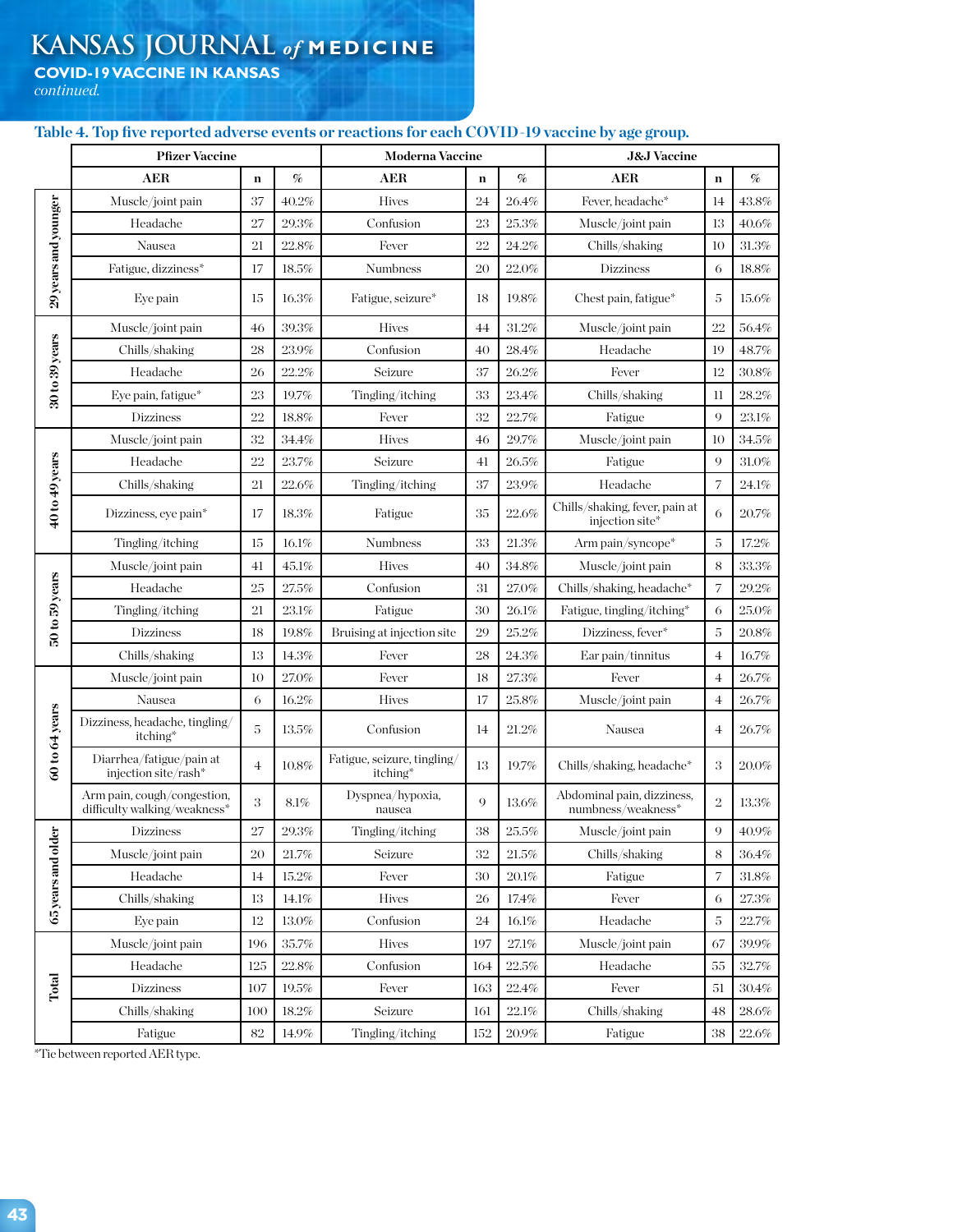**Table 4. Top five reported adverse events or reactions for each COVID-19 vaccine by age group.**

| | Pfizer Vaccine | | | Moderna Vaccine | | | J&J Vaccine | | |
|---|---|---|---|---|---|---|---|---|---|
| | AER | n | % | AER | n | % | AER | n | % |
| 29 years and younger | Muscle/joint pain | 37 | 40.2% | Hives | 24 | 26.4% | Fever, headache* | 14 | 43.8% |
| | Headache | 27 | 29.3% | Confusion | 23 | 25.3% | Muscle/joint pain | 13 | 40.6% |
| | Nausea | 21 | 22.8% | Fever | 22 | 24.2% | Chills/shaking | 10 | 31.3% |
| | Fatigue, dizziness* | 17 | 18.5% | Numbness | 20 | 22.0% | Dizziness | 6 | 18.8% |
| | Eye pain | 15 | 16.3% | Fatigue, seizure* | 18 | 19.8% | Chest pain, fatigue* | 5 | 15.6% |
| 30 to 39 years | Muscle/joint pain | 46 | 39.3% | Hives | 44 | 31.2% | Muscle/joint pain | 22 | 56.4% |
| | Chills/shaking | 28 | 23.9% | Confusion | 40 | 28.4% | Headache | 19 | 48.7% |
| | Headache | 26 | 22.2% | Seizure | 37 | 26.2% | Fever | 12 | 30.8% |
| | Eye pain, fatigue* | 23 | 19.7% | Tingling/itching | 33 | 23.4% | Chills/shaking | 11 | 28.2% |
| | Dizziness | 22 | 18.8% | Fever | 32 | 22.7% | Fatigue | 9 | 23.1% |
| 40 to 49 years | Muscle/joint pain | 32 | 34.4% | Hives | 46 | 29.7% | Muscle/joint pain | 10 | 34.5% |
| | Headache | 22 | 23.7% | Seizure | 41 | 26.5% | Fatigue | 9 | 31.0% |
| | Chills/shaking | 21 | 22.6% | Tingling/itching | 37 | 23.9% | Headache | 7 | 24.1% |
| | Dizziness, eye pain* | 17 | 18.3% | Fatigue | 35 | 22.6% | Chills/shaking, fever, pain at injection site* | 6 | 20.7% |
| | Tingling/itching | 15 | 16.1% | Numbness | 33 | 21.3% | Arm pain/syncope* | 5 | 17.2% |
| 50 to 59 years | Muscle/joint pain | 41 | 45.1% | Hives | 40 | 34.8% | Muscle/joint pain | 8 | 33.3% |
| | Headache | 25 | 27.5% | Confusion | 31 | 27.0% | Chills/shaking, headache* | 7 | 29.2% |
| | Tingling/itching | 21 | 23.1% | Fatigue | 30 | 26.1% | Fatigue, tingling/itching* | 6 | 25.0% |
| | Dizziness | 18 | 19.8% | Bruising at injection site | 29 | 25.2% | Dizziness, fever* | 5 | 20.8% |
| | Chills/shaking | 13 | 14.3% | Fever | 28 | 24.3% | Ear pain/tinnitus | 4 | 16.7% |
| 60 to 64 years | Muscle/joint pain | 10 | 27.0% | Fever | 18 | 27.3% | Fever | 4 | 26.7% |
| | Nausea | 6 | 16.2% | Hives | 17 | 25.8% | Muscle/joint pain | 4 | 26.7% |
| | Dizziness, headache, tingling/itching* | 5 | 13.5% | Confusion | 14 | 21.2% | Nausea | 4 | 26.7% |
| | Diarrhea/fatigue/pain at injection site/rash* | 4 | 10.8% | Fatigue, seizure, tingling/itching* | 13 | 19.7% | Chills/shaking, headache* | 3 | 20.0% |
| | Arm pain, cough/congestion, difficulty walking/weakness* | 3 | 8.1% | Dyspnea/hypoxia, nausea | 9 | 13.6% | Abdominal pain, dizziness, numbness/weakness* | 2 | 13.3% |
| 65 years and older | Dizziness | 27 | 29.3% | Tingling/itching | 38 | 25.5% | Muscle/joint pain | 9 | 40.9% |
| | Muscle/joint pain | 20 | 21.7% | Seizure | 32 | 21.5% | Chills/shaking | 8 | 36.4% |
| | Headache | 14 | 15.2% | Fever | 30 | 20.1% | Fatigue | 7 | 31.8% |
| | Chills/shaking | 13 | 14.1% | Hives | 26 | 17.4% | Fever | 6 | 27.3% |
| | Eye pain | 12 | 13.0% | Confusion | 24 | 16.1% | Headache | 5 | 22.7% |
| Total | Muscle/joint pain | 196 | 35.7% | Hives | 197 | 27.1% | Muscle/joint pain | 67 | 39.9% |
| | Headache | 125 | 22.8% | Confusion | 164 | 22.5% | Headache | 55 | 32.7% |
| | Dizziness | 107 | 19.5% | Fever | 163 | 22.4% | Fever | 51 | 30.4% |
| | Chills/shaking | 100 | 18.2% | Seizure | 161 | 22.1% | Chills/shaking | 48 | 28.6% |
| | Fatigue | 82 | 14.9% | Tingling/itching | 152 | 20.9% | Fatigue | 38 | 22.6% |

*Tie between reported AER type.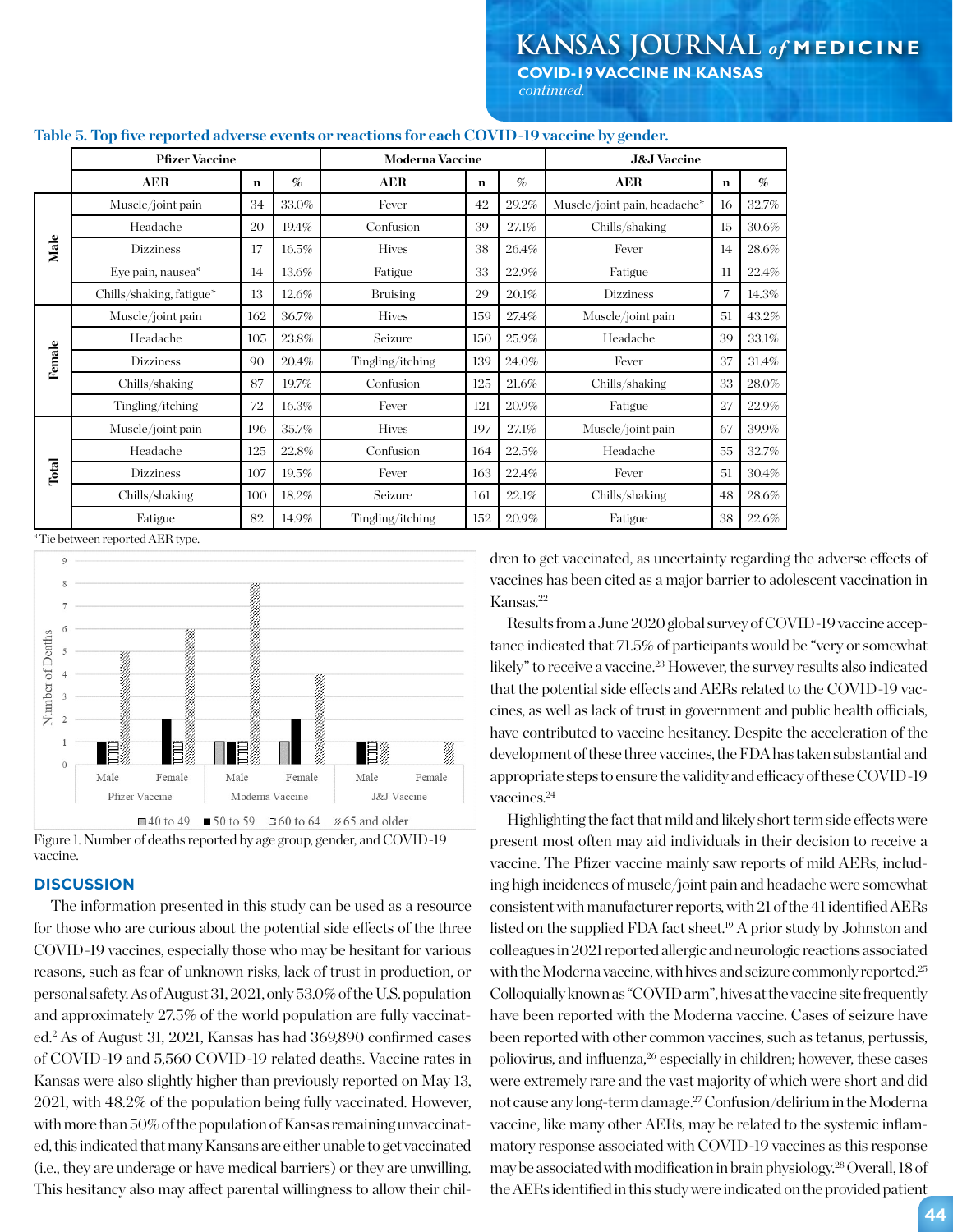**Table 5. Top five reported adverse events or reactions for each COVID-19 vaccine by gender.**

| | Pfizer Vaccine | | | Moderna Vaccine | | | J&J Vaccine | | |
|---|---|---|---|---|---|---|---|---|---|
| | AER | n | % | AER | n | % | AER | n | % |
| Male | Muscle/joint pain | 34 | 33.0% | Fever | 42 | 29.2% | Muscle/joint pain, headache* | 16 | 32.7% |
| | Headache | 20 | 19.4% | Confusion | 39 | 27.1% | Chills/shaking | 15 | 30.6% |
| | Dizziness | 17 | 16.5% | Hives | 38 | 26.4% | Fever | 14 | 28.6% |
| | Eye pain, nausea* | 14 | 13.6% | Fatigue | 33 | 22.9% | Fatigue | 11 | 22.4% |
| | Chills/shaking, fatigue* | 13 | 12.6% | Bruising | 29 | 20.1% | Dizziness | 7 | 14.3% |
| Female | Muscle/joint pain | 162 | 36.7% | Hives | 159 | 27.4% | Muscle/joint pain | 51 | 43.2% |
| | Headache | 105 | 23.8% | Seizure | 150 | 25.9% | Headache | 39 | 33.1% |
| | Dizziness | 90 | 20.4% | Tingling/itching | 139 | 24.0% | Fever | 37 | 31.4% |
| | Chills/shaking | 87 | 19.7% | Confusion | 125 | 21.6% | Chills/shaking | 33 | 28.0% |
| | Tingling/itching | 72 | 16.3% | Fever | 121 | 20.9% | Fatigue | 27 | 22.9% |
| Total | Muscle/joint pain | 196 | 35.7% | Hives | 197 | 27.1% | Muscle/joint pain | 67 | 39.9% |
| | Headache | 125 | 22.8% | Confusion | 164 | 22.5% | Headache | 55 | 32.7% |
| | Dizziness | 107 | 19.5% | Fever | 163 | 22.4% | Fever | 51 | 30.4% |
| | Chills/shaking | 100 | 18.2% | Seizure | 161 | 22.1% | Chills/shaking | 48 | 28.6% |
| | Fatigue | 82 | 14.9% | Tingling/itching | 152 | 20.9% | Fatigue | 38 | 22.6% |

*Tie between reported AER type.

Figure 1. Number of deaths reported by age group, gender, and COVID-19 vaccine.

## DISCUSSION

The information presented in this study can be used as a resource for those who are curious about the potential side effects of the three COVID-19 vaccines, especially those who may be hesitant for various reasons, such as fear of unknown risks, lack of trust in production, or personal safety. As of August 31, 2021, only 53.0% of the U.S. population and approximately 27.5% of the world population are fully vaccinated.[2] As of August 31, 2021, Kansas has had 369,890 confirmed cases of COVID-19 and 5,560 COVID-19 related deaths. Vaccine rates in Kansas were also slightly higher than previously reported on May 13, 2021, with 48.2% of the population being fully vaccinated. However, with more than 50% of the population of Kansas remaining unvaccinated, this indicated that many Kansans are either unable to get vaccinated (i.e., they are underage or have medical barriers) or they are unwilling. This hesitancy also may affect parental willingness to allow their children to get vaccinated, as uncertainty regarding the adverse effects of vaccines has been cited as a major barrier to adolescent vaccination in Kansas.[22]

Results from a June 2020 global survey of COVID-19 vaccine acceptance indicated that 71.5% of participants would be "very or somewhat likely" to receive a vaccine.[23] However, the survey results also indicated that the potential side effects and AERs related to the COVID-19 vaccines, as well as lack of trust in government and public health officials, have contributed to vaccine hesitancy. Despite the acceleration of the development of these three vaccines, the FDA has taken substantial and appropriate steps to ensure the validity and efficacy of these COVID-19 vaccines.[24]

Highlighting the fact that mild and likely short term side effects were present most often may aid individuals in their decision to receive a vaccine. The Pfizer vaccine mainly saw reports of mild AERs, including high incidences of muscle/joint pain and headache were somewhat consistent with manufacturer reports, with 21 of the 41 identified AERs listed on the supplied FDA fact sheet.[19] A prior study by Johnston and colleagues in 2021 reported allergic and neurologic reactions associated with the Moderna vaccine, with hives and seizure commonly reported.[25] Colloquially known as "COVID arm", hives at the vaccine site frequently have been reported with the Moderna vaccine. Cases of seizure have been reported with other common vaccines, such as tetanus, pertussis, poliovirus, and influenza,[26] especially in children; however, these cases were extremely rare and the vast majority of which were short and did not cause any long-term damage.[27] Confusion/delirium in the Moderna vaccine, like many other AERs, may be related to the systemic inflammatory response associated with COVID-19 vaccines as this response may be associated with modification in brain physiology.[28] Overall, 18 of the AERs identified in this study were indicated on the provided patient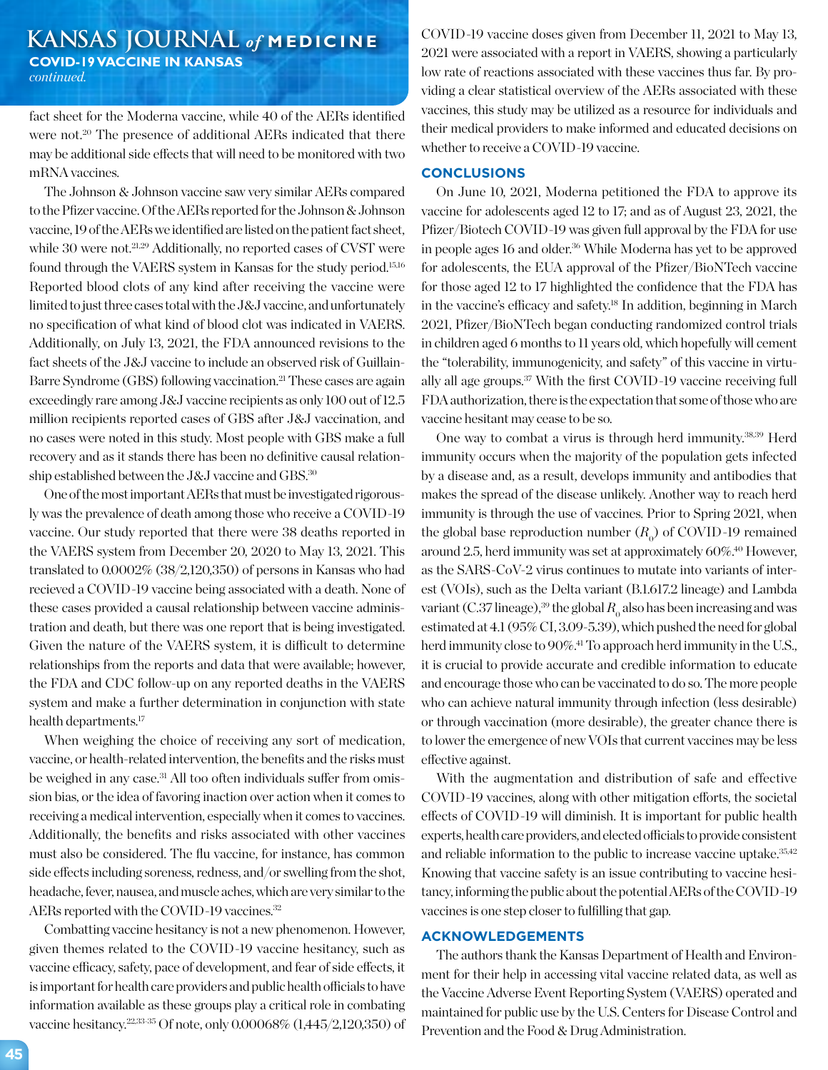fact sheet for the Moderna vaccine, while 40 of the AERs identified were not.[20] The presence of additional AERs indicated that there may be additional side effects that will need to be monitored with two mRNA vaccines.

The Johnson & Johnson vaccine saw very similar AERs compared to the Pfizer vaccine. Of the AERs reported for the Johnson & Johnson vaccine, 19 of the AERs we identified are listed on the patient fact sheet, while 30 were not.[21,29] Additionally, no reported cases of CVST were found through the VAERS system in Kansas for the study period.[15,16] Reported blood clots of any kind after receiving the vaccine were limited to just three cases total with the J&J vaccine, and unfortunately no specification of what kind of blood clot was indicated in VAERS. Additionally, on July 13, 2021, the FDA announced revisions to the fact sheets of the J&J vaccine to include an observed risk of Guillain-Barre Syndrome (GBS) following vaccination.[21] These cases are again exceedingly rare among J&J vaccine recipients as only 100 out of 12.5 million recipients reported cases of GBS after J&J vaccination, and no cases were noted in this study. Most people with GBS make a full recovery and as it stands there has been no definitive causal relationship established between the J&J vaccine and GBS.[30]

One of the most important AERs that must be investigated rigorously was the prevalence of death among those who receive a COVID-19 vaccine. Our study reported that there were 38 deaths reported in the VAERS system from December 20, 2020 to May 13, 2021. This translated to 0.0002% (38/2,120,350) of persons in Kansas who had recieved a COVID-19 vaccine being associated with a death. None of these cases provided a causal relationship between vaccine administration and death, but there was one report that is being investigated. Given the nature of the VAERS system, it is difficult to determine relationships from the reports and data that were available; however, the FDA and CDC follow-up on any reported deaths in the VAERS system and make a further determination in conjunction with state health departments.[17]

When weighing the choice of receiving any sort of medication, vaccine, or health-related intervention, the benefits and the risks must be weighed in any case.[31] All too often individuals suffer from omission bias, or the idea of favoring inaction over action when it comes to receiving a medical intervention, especially when it comes to vaccines. Additionally, the benefits and risks associated with other vaccines must also be considered. The flu vaccine, for instance, has common side effects including soreness, redness, and/or swelling from the shot, headache, fever, nausea, and muscle aches, which are very similar to the AERs reported with the COVID-19 vaccines.[32]

Combatting vaccine hesitancy is not a new phenomenon. However, given themes related to the COVID-19 vaccine hesitancy, such as vaccine efficacy, safety, pace of development, and fear of side effects, it is important for health care providers and public health officials to have information available as these groups play a critical role in combating vaccine hesitancy.[22,33-35] Of note, only 0.00068% (1,445/2,120,350) of COVID-19 vaccine doses given from December 11, 2021 to May 13, 2021 were associated with a report in VAERS, showing a particularly low rate of reactions associated with these vaccines thus far. By providing a clear statistical overview of the AERs associated with these vaccines, this study may be utilized as a resource for individuals and their medical providers to make informed and educated decisions on whether to receive a COVID-19 vaccine.

## CONCLUSIONS

On June 10, 2021, Moderna petitioned the FDA to approve its vaccine for adolescents aged 12 to 17; and as of August 23, 2021, the Pfizer/Biotech COVID-19 was given full approval by the FDA for use in people ages 16 and older.[36] While Moderna has yet to be approved for adolescents, the EUA approval of the Pfizer/BioNTech vaccine for those aged 12 to 17 highlighted the confidence that the FDA has in the vaccine's efficacy and safety.[18] In addition, beginning in March 2021, Pfizer/BioNTech began conducting randomized control trials in children aged 6 months to 11 years old, which hopefully will cement the "tolerability, immunogenicity, and safety" of this vaccine in virtually all age groups.[37] With the first COVID-19 vaccine receiving full FDA authorization, there is the expectation that some of those who are vaccine hesitant may cease to be so.

One way to combat a virus is through herd immunity.[38,39] Herd immunity occurs when the majority of the population gets infected by a disease and, as a result, develops immunity and antibodies that makes the spread of the disease unlikely. Another way to reach herd immunity is through the use of vaccines. Prior to Spring 2021, when the global base reproduction number ($R_0$) of COVID-19 remained around 2.5, herd immunity was set at approximately 60%.[40] However, as the SARS-CoV-2 virus continues to mutate into variants of interest (VOIs), such as the Delta variant (B.1.617.2 lineage) and Lambda variant (C.37 lineage),[39] the global $R_0$ also has been increasing and was estimated at 4.1 (95% CI, 3.09-5.39), which pushed the need for global herd immunity close to 90%.[41] To approach herd immunity in the U.S., it is crucial to provide accurate and credible information to educate and encourage those who can be vaccinated to do so. The more people who can achieve natural immunity through infection (less desirable) or through vaccination (more desirable), the greater chance there is to lower the emergence of new VOIs that current vaccines may be less effective against.

With the augmentation and distribution of safe and effective COVID-19 vaccines, along with other mitigation efforts, the societal effects of COVID-19 will diminish. It is important for public health experts, health care providers, and elected officials to provide consistent and reliable information to the public to increase vaccine uptake.[35,42] Knowing that vaccine safety is an issue contributing to vaccine hesitancy, informing the public about the potential AERs of the COVID-19 vaccines is one step closer to fulfilling that gap.

## ACKNOWLEDGEMENTS

The authors thank the Kansas Department of Health and Environment for their help in accessing vital vaccine related data, as well as the Vaccine Adverse Event Reporting System (VAERS) operated and maintained for public use by the U.S. Centers for Disease Control and Prevention and the Food & Drug Administration.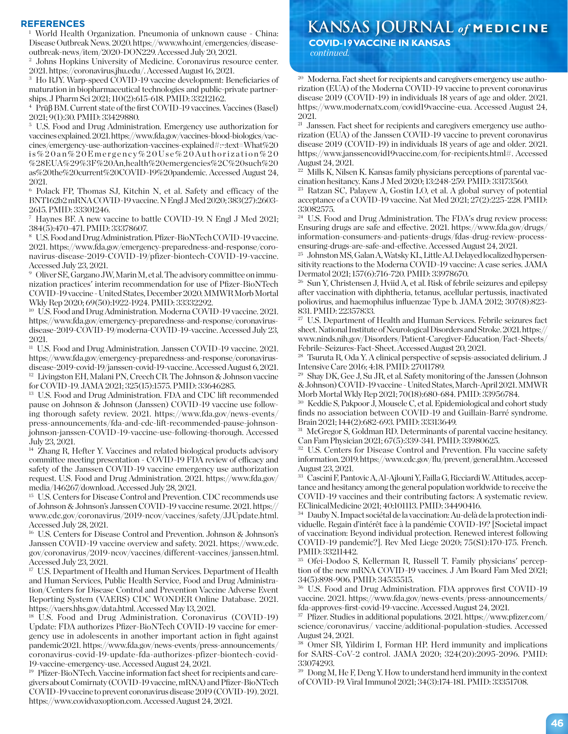## REFERENCES

[1] World Health Organization. Pneumonia of unknown cause - China: Disease Outbreak News. 2020. https://www.who.int/emergencies/disease-outbreak-news/item/2020-DON229. Accessed July 20, 2021.

[2] Johns Hopkins University of Medicine. Coronavirus resource center. 2021. https://coronavirus.jhu.edu/. Accessed August 16, 2021.

[3] Ho RJY. Warp-speed COVID-19 vaccine development: Beneficiaries of maturation in biopharmaceutical technologies and public-private partnerships. J Pharm Sci 2021; 110(2):615-618. PMID: 33212162.

[4] Prüβ BM. Current state of the first COVID-19 vaccines. Vaccines (Basel) 2021; 9(1):30. PMID: 33429880.

[5] U.S. Food and Drug Administration. Emergency use authorization for vaccines explained. 2021. https://www.fda.gov/vaccines-blood-biologics/vaccines/emergency-use-authorization-vaccines-explained#:~:text=What%20is%20an%20Emergency%20Use%20Authorization%20%28EUA%29%3F%20An,health%20emergencies%2C%20such%20as%20the%20current%20COVID-19%20pandemic. Accessed August 24, 2021.

[6] Polack FP, Thomas SJ, Kitchin N, et al. Safety and efficacy of the BNT162b2 mRNA COVID-19 vaccine. N Engl J Med 2020; 383(27):2603-2615. PMID: 33301246.

[7] Haynes BF. A new vaccine to battle COVID-19. N Engl J Med 2021; 384(5):470-471. PMID: 33378607.

[8] U.S. Food and Drug Administration. Pfizer-BioNTech COVID-19 vaccine. 2021. https://www.fda.gov/emergency-preparedness-and-response/coronavirus-disease-2019-COVID-19/pfizer-biontech-COVID-19-vaccine. Accessed July 23, 2021.

[9] Oliver SE, Gargano JW, Marin M, et al. The advisory committee on immunization practices' interim recommendation for use of Pfizer-BioNTech COVID-19 vaccine - United States, December 2020. MMWR Morb Mortal Wkly Rep 2020; 69(50):1922-1924. PMID: 33332292.

[10] U.S. Food and Drug Administration. Moderna COVID-19 vaccine. 2021. https://www.fda.gov/emergency-preparedness-and-response/coronavirus-disease-2019-COVID-19/moderna-COVID-19-vaccine. Accessed July 23, 2021.

[11] U.S. Food and Drug Administration. Janssen COVID-19 vaccine. 2021. https://www.fda.gov/emergency-preparedness-and-response/coronavirus-disease-2019-covid-19/janssen-covid-19-vaccine. Accessed August 6, 2021.

[12] Livingston EH, Malani PN, Creech CB. The Johnson & Johnson vaccine for COVID-19. JAMA 2021; 325(15):1575. PMID: 33646285.

[13] U.S. Food and Drug Administration. FDA and CDC lift recommended pause on Johnson & Johnson (Janssen) COVID-19 vaccine use following thorough safety review. 2021. https://www.fda.gov/news-events/press-announcements/fda-and-cdc-lift-recommended-pause-johnson-johnson-janssen-COVID-19-vaccine-use-following-thorough. Accessed July 23, 2021.

[14] Zhang R, Hefter Y. Vaccines and related biological products advisory committee meeting presentation - COVID-19 FDA review of efficacy and safety of the Janssen COVID-19 vaccine emergency use authorization request. U.S. Food and Drug Administration. 2021. https://www.fda.gov/media/146267/download. Accessed July 28, 2021.

[15] U.S. Centers for Disease Control and Prevention. CDC recommends use of Johnson & Johnson's Janssen COVID-19 vaccine resume. 2021. https://www.cdc.gov/coronavirus/2019-ncov/vaccines/safety/JJUpdate.html. Accessed July 28, 2021.

[16] U.S. Centers for Disease Control and Prevention. Johnson & Johnson's Janssen COVID-19 vaccine overview and safety. 2021. https://www.cdc.gov/coronavirus/2019-ncov/vaccines/different-vaccines/janssen.html. Accessed July 23, 2021.

[17] U.S. Department of Health and Human Services. Department of Health and Human Services, Public Health Service, Food and Drug Administration/Centers for Disease Control and Prevention Vaccine Adverse Event Reporting System (VAERS) CDC WONDER Online Database. 2021. https://vaers.hhs.gov/data.html. Accessed May 13, 2021.

[18] U.S. Food and Drug Administration. Coronavirus (COVID-19) Update: FDA authorizes Pfizer-BioNTech COVID-19 vaccine for emergency use in adolescents in another important action in fight against pandemic2021. https://www.fda.gov/news-events/press-announcements/coronavirus-covid-19-update-fda-authorizes-pfizer-biontech-covid-19-vaccine-emergency-use. Accessed August 24, 2021.

[19] Pfizer-BioNTech. Vaccine information fact sheet for recipients and caregivers about Comirnaty (COVID-19 vaccine, mRNA) and Pfizer-BioNTech COVID-19 vaccine to prevent coronavirus disease 2019 (COVID-19). 2021. https://www.covidvaxoption.com. Accessed August 24, 2021.

[20] Moderna. Fact sheet for recipients and caregivers emergency use authorization (EUA) of the Moderna COVID-19 vaccine to prevent coronavirus disease 2019 (COVID-19) in individuals 18 years of age and older. 2021. https://www.modernatx.com/covid19vaccine-eua. Accessed August 24, 2021.

[21] Janssen. Fact sheet for recipients and caregivers emergency use authorization (EUA) of the Janssen COVID-19 vaccine to prevent coronavirus disease 2019 (COVID-19) in individuals 18 years of age and older. 2021. https://www.janssencovid19vaccine.com/for-recipients.html#. Accessed August 24, 2021.

[22] Mills K, Nilsen K. Kansas family physicians perceptions of parental vaccination hesitancy. Kans J Med 2020; 13:248-259. PMID: 33173560.

[23] Ratzan SC, Palayew A, Gostin LO, et al. A global survey of potential acceptance of a COVID-19 vaccine. Nat Med 2021; 27(2):225-228. PMID: 33082575.

[24] U.S. Food and Drug Administration. The FDA's drug review process: Ensuring drugs are safe and effective. 2021. https://www.fda.gov/drugs/information-consumers-and-patients-drugs/fdas-drug-review-process-ensuring-drugs-are-safe-and-effective. Accessed August 24, 2021.

[25] Johnston MS, Galan A, Watsky KL, Little AJ. Delayed localized hypersensitivity reactions to the Moderna COVID-19 vaccine: A case series. JAMA Dermatol 2021; 157(6):716-720. PMID: 33978670.

[26] Sun Y, Christensen J, Hviid A, et al. Risk of febrile seizures and epilepsy after vaccination with diphtheria, tetanus, acellular pertussis, inactivated poliovirus, and haemophilus influenzae Type b. JAMA 2012; 307(8):823-831. PMID: 22357833.

[27] U.S. Department of Health and Human Services. Febrile seizures fact sheet. National Institute of Neurological Disorders and Stroke. 2021. https://www.ninds.nih.gov/Disorders/Patient-Caregiver-Education/Fact-Sheets/Febrile-Seizures-Fact-Sheet. Accessed August 20, 2021.

[28] Tsuruta R, Oda Y. A clinical perspective of sepsis-associated delirium. J Intensive Care 2016; 4:18. PMID: 27011789.

[29] Shay DK, Gee J, Su JR, et al. Safety monitoring of the Janssen (Johnson & Johnson) COVID-19 vaccine - United States, March-April 2021. MMWR Morb Mortal Wkly Rep 2021; 70(18):680-684. PMID: 33956784.

[30] Keddie S, Pakpoor J, Mousele C, et al. Epidemiological and cohort study finds no association between COVID-19 and Guillain-Barré syndrome. Brain 2021; 144(2):682-693. PMID: 33313649.

[31] McGregor S, Goldman RD. Determinants of parental vaccine hesitancy. Can Fam Physician 2021; 67(5):339-341. PMID: 33980625.

[32] U.S. Centers for Disease Control and Prevention. Flu vaccine safety information. 2019. https://www.cdc.gov/flu/prevent/general.htm. Accessed August 23, 2021.

[33] Cascini F, Pantovic A, Al-Ajlouni Y, Failla G, Ricciardi W. Attitudes, acceptance and hesitancy among the general population worldwide to receive the COVID-19 vaccines and their contributing factors: A systematic review. EClinicalMedicine 2021; 40:101113. PMID: 34490416.

[34] Dauby N. Impact sociétal de la vaccination: Au-delà de la protection individuelle. Regain d'intérêt face à la pandémie COVID-19? [Societal impact of vaccination: Beyond individual protection. Renewed interest following COVID-19 pandemic?]. Rev Med Liege 2020; 75(S1):170-175. French. PMID: 33211442.

[35] Ofei-Dodoo S, Kellerman R, Russell T. Family physicians' perception of the new mRNA COVID-19 vaccines. J Am Board Fam Med 2021; 34(5):898-906. PMID: 34535515.

[36] U.S. Food and Drug Administration. FDA approves first COVID-19 vaccine. 2021. https://www.fda.gov/news-events/press-announcements/fda-approves-first-covid-19-vaccine. Accessed August 24, 2021.

[37] Pfizer. Studies in additional populations. 2021. https://www.pfizer.com/science/coronavirus/ vaccine/additional-population-studies. Accessed August 24, 2021.

[38] Omer SB, Yildirim I, Forman HP. Herd immunity and implications for SARS-CoV-2 control. JAMA 2020; 324(20):2095-2096. PMID: 33074293.

[39] Dong M, He F, Deng Y. How to understand herd immunity in the context of COVID-19. Viral Immunol 2021; 34(3):174-181. PMID: 33351708.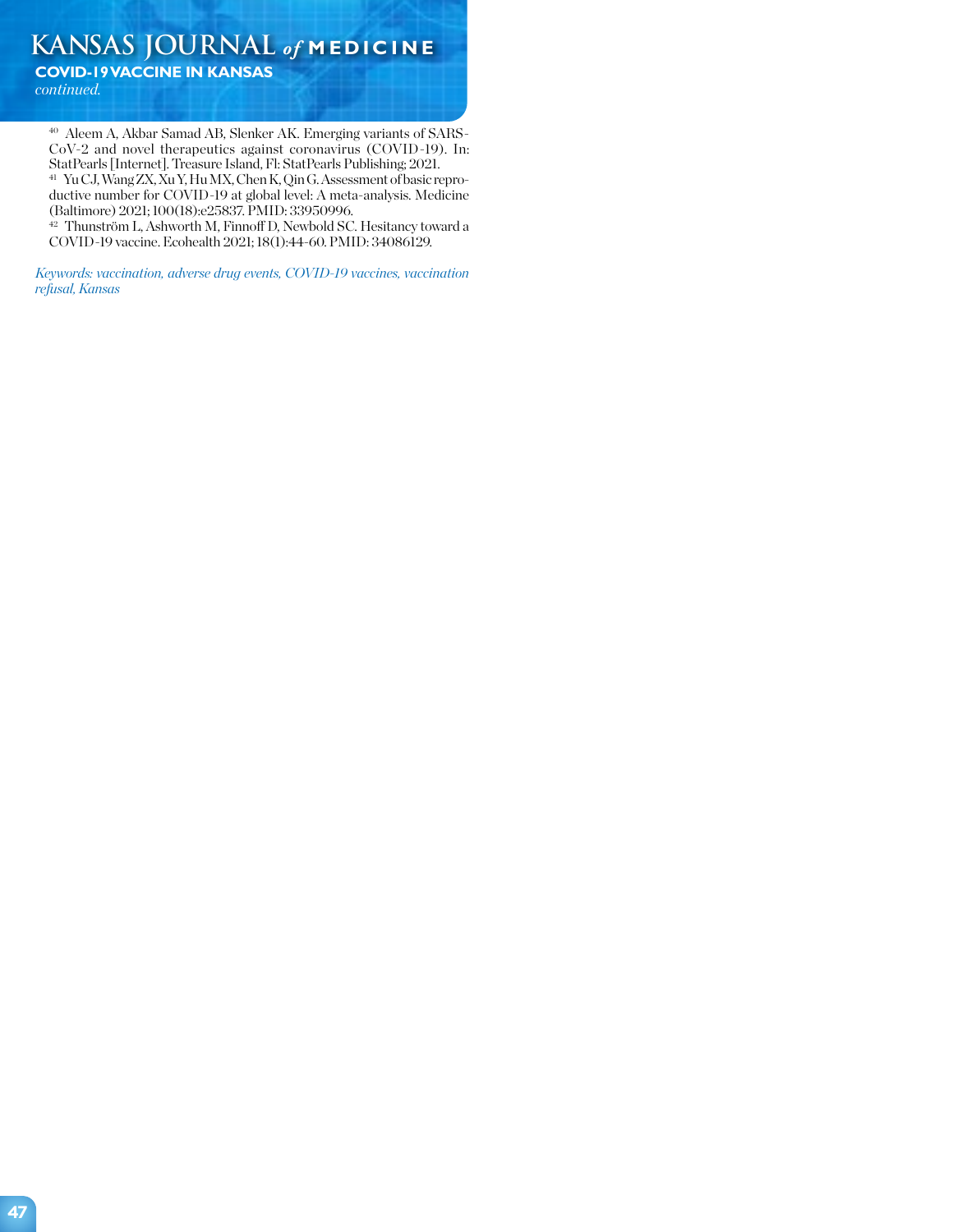[40] Aleem A, Akbar Samad AB, Slenker AK. Emerging variants of SARS-CoV-2 and novel therapeutics against coronavirus (COVID-19). In: StatPearls [Internet]. Treasure Island, Fl: StatPearls Publishing; 2021.

[41] Yu CJ, Wang ZX, Xu Y, Hu MX, Chen K, Qin G. Assessment of basic reproductive number for COVID-19 at global level: A meta-analysis. Medicine (Baltimore) 2021; 100(18):e25837. PMID: 33950996.

[42] Thunström L, Ashworth M, Finnoff D, Newbold SC. Hesitancy toward a COVID-19 vaccine. Ecohealth 2021; 18(1):44-60. PMID: 34086129.

*Keywords: vaccination, adverse drug events, COVID-19 vaccines, vaccination refusal, Kansas*